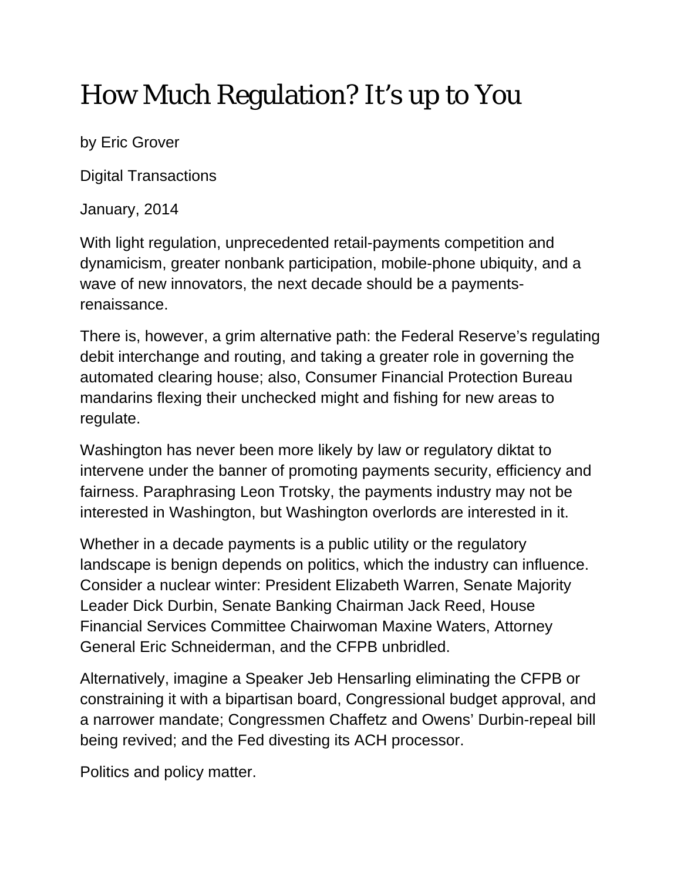# How Much Regulation? It's up to You

by Eric Grover

Digital Transactions

January, 2014

With light regulation, unprecedented retail-payments competition and dynamicism, greater nonbank participation, mobile-phone ubiquity, and a wave of new innovators, the next decade should be a payments-renaissance.

There is, however, a grim alternative path: the Federal Reserve's regulating debit interchange and routing, and taking a greater role in governing the automated clearing house; also, Consumer Financial Protection Bureau mandarins flexing their unchecked might and fishing for new areas to regulate.

Washington has never been more likely by law or regulatory diktat to intervene under the banner of promoting payments security, efficiency and fairness. Paraphrasing Leon Trotsky, the payments industry may not be interested in Washington, but Washington overlords are interested in it.

Whether in a decade payments is a public utility or the regulatory landscape is benign depends on politics, which the industry can influence. Consider a nuclear winter: President Elizabeth Warren, Senate Majority Leader Dick Durbin, Senate Banking Chairman Jack Reed, House Financial Services Committee Chairwoman Maxine Waters, Attorney General Eric Schneiderman, and the CFPB unbridled.

Alternatively, imagine a Speaker Jeb Hensarling eliminating the CFPB or constraining it with a bipartisan board, Congressional budget approval, and a narrower mandate; Congressmen Chaffetz and Owens' Durbin-repeal bill being revived; and the Fed divesting its ACH processor.

Politics and policy matter.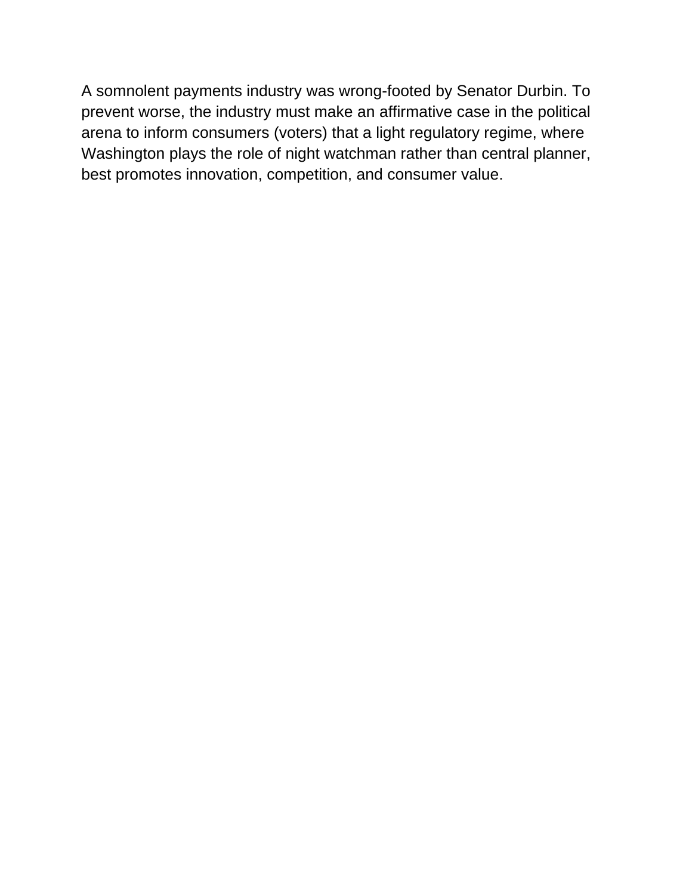A somnolent payments industry was wrong-footed by Senator Durbin. To prevent worse, the industry must make an affirmative case in the political arena to inform consumers (voters) that a light regulatory regime, where Washington plays the role of night watchman rather than central planner, best promotes innovation, competition, and consumer value.